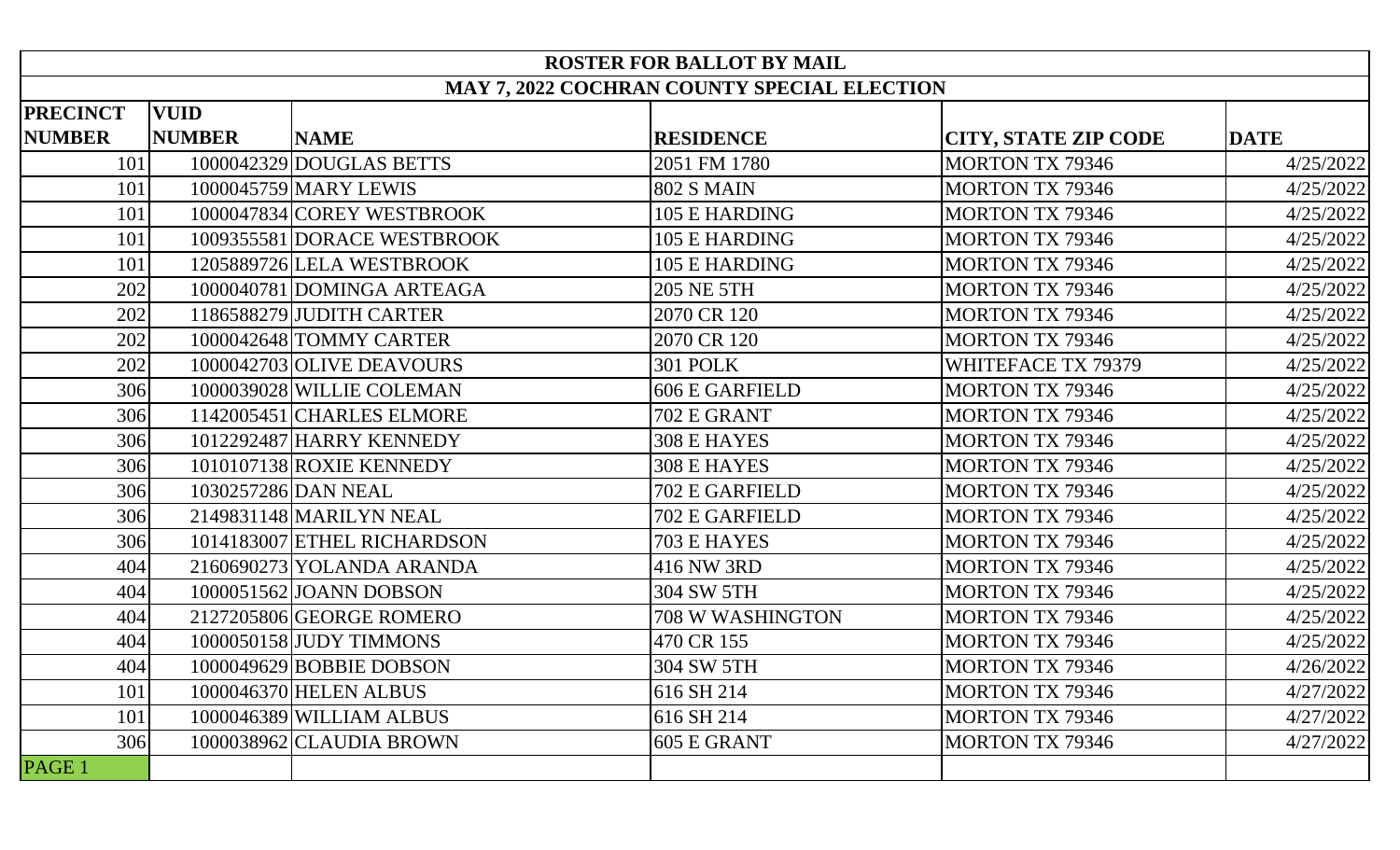# ROSTER FOR BALLOT BY MAIL

## MAY 7, 2022 COCHRAN COUNTY SPECIAL ELECTION

| PRECINCT NUMBER | VUID NUMBER | NAME | RESIDENCE | CITY, STATE ZIP CODE | DATE |
|---|---|---|---|---|---|
| 101 | 1000042329 | DOUGLAS BETTS | 2051 FM 1780 | MORTON TX 79346 | 4/25/2022 |
| 101 | 1000045759 | MARY LEWIS | 802 S MAIN | MORTON TX 79346 | 4/25/2022 |
| 101 | 1000047834 | COREY WESTBROOK | 105 E HARDING | MORTON TX 79346 | 4/25/2022 |
| 101 | 1009355581 | DORACE WESTBROOK | 105 E HARDING | MORTON TX 79346 | 4/25/2022 |
| 101 | 1205889726 | LELA WESTBROOK | 105 E HARDING | MORTON TX 79346 | 4/25/2022 |
| 202 | 1000040781 | DOMINGA ARTEAGA | 205 NE 5TH | MORTON TX 79346 | 4/25/2022 |
| 202 | 1186588279 | JUDITH CARTER | 2070 CR 120 | MORTON TX 79346 | 4/25/2022 |
| 202 | 1000042648 | TOMMY CARTER | 2070 CR 120 | MORTON TX 79346 | 4/25/2022 |
| 202 | 1000042703 | OLIVE DEAVOURS | 301 POLK | WHITEFACE TX 79379 | 4/25/2022 |
| 306 | 1000039028 | WILLIE COLEMAN | 606 E GARFIELD | MORTON TX 79346 | 4/25/2022 |
| 306 | 1142005451 | CHARLES ELMORE | 702 E GRANT | MORTON TX 79346 | 4/25/2022 |
| 306 | 1012292487 | HARRY KENNEDY | 308 E HAYES | MORTON TX 79346 | 4/25/2022 |
| 306 | 1010107138 | ROXIE KENNEDY | 308 E HAYES | MORTON TX 79346 | 4/25/2022 |
| 306 | 1030257286 | DAN NEAL | 702 E GARFIELD | MORTON TX 79346 | 4/25/2022 |
| 306 | 2149831148 | MARILYN NEAL | 702 E GARFIELD | MORTON TX 79346 | 4/25/2022 |
| 306 | 1014183007 | ETHEL RICHARDSON | 703 E HAYES | MORTON TX 79346 | 4/25/2022 |
| 404 | 2160690273 | YOLANDA ARANDA | 416 NW 3RD | MORTON TX 79346 | 4/25/2022 |
| 404 | 1000051562 | JOANN DOBSON | 304 SW 5TH | MORTON TX 79346 | 4/25/2022 |
| 404 | 2127205806 | GEORGE ROMERO | 708 W WASHINGTON | MORTON TX 79346 | 4/25/2022 |
| 404 | 1000050158 | JUDY TIMMONS | 470 CR 155 | MORTON TX 79346 | 4/25/2022 |
| 404 | 1000049629 | BOBBIE DOBSON | 304 SW 5TH | MORTON TX 79346 | 4/26/2022 |
| 101 | 1000046370 | HELEN ALBUS | 616 SH 214 | MORTON TX 79346 | 4/27/2022 |
| 101 | 1000046389 | WILLIAM ALBUS | 616 SH 214 | MORTON TX 79346 | 4/27/2022 |
| 306 | 1000038962 | CLAUDIA BROWN | 605 E GRANT | MORTON TX 79346 | 4/27/2022 |
| PAGE 1 | | | | | |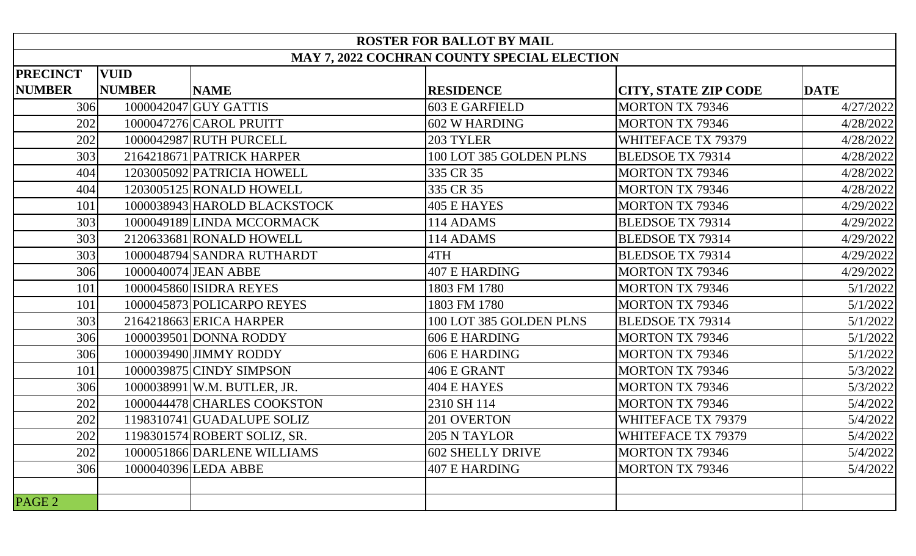| ROSTER FOR BALLOT BY MAIL | | | | | |
|---|---|---|---|---|---|
| MAY 7, 2022 COCHRAN COUNTY SPECIAL ELECTION | | | | | |
| PRECINCT NUMBER | VUID NUMBER | NAME | RESIDENCE | CITY, STATE ZIP CODE | DATE |
| 306 | 1000042047 | GUY GATTIS | 603 E GARFIELD | MORTON TX 79346 | 4/27/2022 |
| 202 | 1000047276 | CAROL PRUITT | 602 W HARDING | MORTON TX 79346 | 4/28/2022 |
| 202 | 1000042987 | RUTH PURCELL | 203 TYLER | WHITEFACE TX 79379 | 4/28/2022 |
| 303 | 2164218671 | PATRICK HARPER | 100 LOT 385 GOLDEN PLNS | BLEDSOE TX 79314 | 4/28/2022 |
| 404 | 1203005092 | PATRICIA HOWELL | 335 CR 35 | MORTON TX 79346 | 4/28/2022 |
| 404 | 1203005125 | RONALD HOWELL | 335 CR 35 | MORTON TX 79346 | 4/28/2022 |
| 101 | 1000038943 | HAROLD BLACKSTOCK | 405 E HAYES | MORTON TX 79346 | 4/29/2022 |
| 303 | 1000049189 | LINDA MCCORMACK | 114 ADAMS | BLEDSOE TX 79314 | 4/29/2022 |
| 303 | 2120633681 | RONALD HOWELL | 114 ADAMS | BLEDSOE TX 79314 | 4/29/2022 |
| 303 | 1000048794 | SANDRA RUTHARDT | 4TH | BLEDSOE TX 79314 | 4/29/2022 |
| 306 | 1000040074 | JEAN ABBE | 407 E HARDING | MORTON TX 79346 | 4/29/2022 |
| 101 | 1000045860 | ISIDRA REYES | 1803 FM 1780 | MORTON TX 79346 | 5/1/2022 |
| 101 | 1000045873 | POLICARPO REYES | 1803 FM 1780 | MORTON TX 79346 | 5/1/2022 |
| 303 | 2164218663 | ERICA HARPER | 100 LOT 385 GOLDEN PLNS | BLEDSOE TX 79314 | 5/1/2022 |
| 306 | 1000039501 | DONNA RODDY | 606 E HARDING | MORTON TX 79346 | 5/1/2022 |
| 306 | 1000039490 | JIMMY RODDY | 606 E HARDING | MORTON TX 79346 | 5/1/2022 |
| 101 | 1000039875 | CINDY SIMPSON | 406 E GRANT | MORTON TX 79346 | 5/3/2022 |
| 306 | 1000038991 | W.M. BUTLER, JR. | 404 E HAYES | MORTON TX 79346 | 5/3/2022 |
| 202 | 1000044478 | CHARLES COOKSTON | 2310 SH 114 | MORTON TX 79346 | 5/4/2022 |
| 202 | 1198310741 | GUADALUPE SOLIZ | 201 OVERTON | WHITEFACE TX 79379 | 5/4/2022 |
| 202 | 1198301574 | ROBERT SOLIZ, SR. | 205 N TAYLOR | WHITEFACE TX 79379 | 5/4/2022 |
| 202 | 1000051866 | DARLENE WILLIAMS | 602 SHELLY DRIVE | MORTON TX 79346 | 5/4/2022 |
| 306 | 1000040396 | LEDA ABBE | 407 E HARDING | MORTON TX 79346 | 5/4/2022 |
| | | | | | |
| PAGE 2 | | | | | |